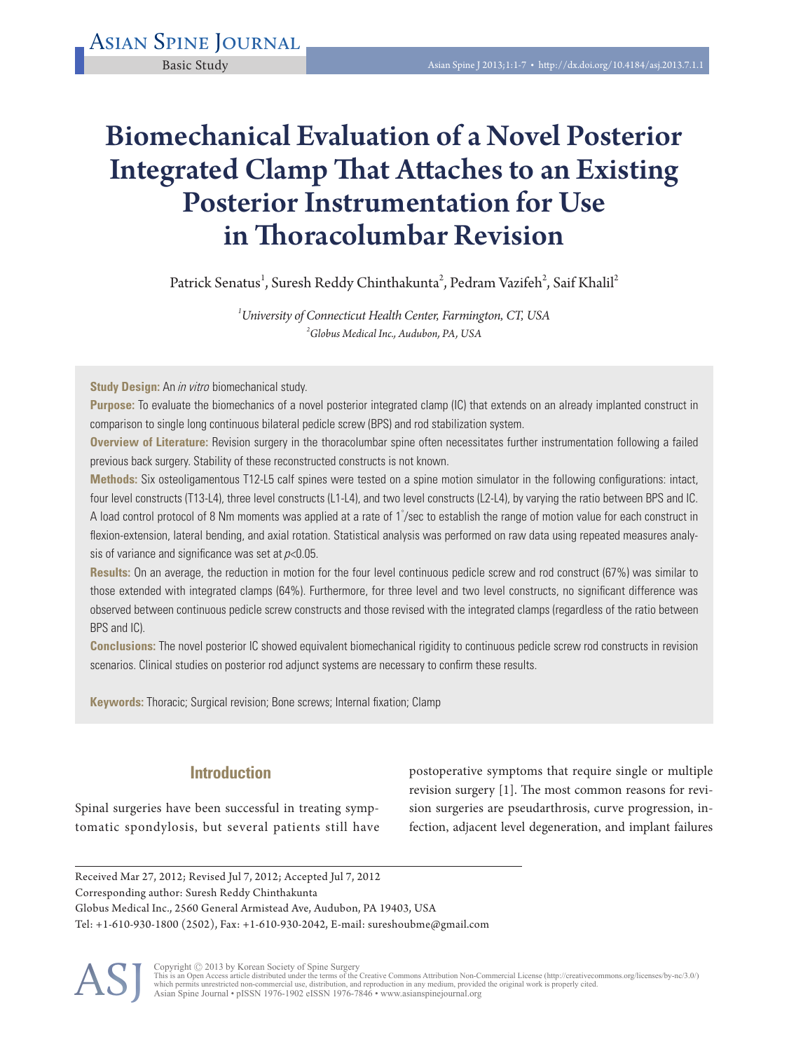Basic Study

# Biomechanical Evaluation of a Novel Posterior Integrated Clamp That Attaches to an Existing Posterior Instrumentation for Use in Thoracolumbar Revision

Patrick Senatus[1], Suresh Reddy Chinthakunta[2], Pedram Vazifeh[2], Saif Khalil[2]

[1]*University of Connecticut Health Center, Farmington, CT, USA*
[2]*Globus Medical Inc., Audubon, PA, USA*

**Study Design:** An *in vitro* biomechanical study.

**Purpose:** To evaluate the biomechanics of a novel posterior integrated clamp (IC) that extends on an already implanted construct in comparison to single long continuous bilateral pedicle screw (BPS) and rod stabilization system.

**Overview of Literature:** Revision surgery in the thoracolumbar spine often necessitates further instrumentation following a failed previous back surgery. Stability of these reconstructed constructs is not known.

**Methods:** Six osteoligamentous T12-L5 calf spines were tested on a spine motion simulator in the following configurations: intact, four level constructs (T13-L4), three level constructs (L1-L4), and two level constructs (L2-L4), by varying the ratio between BPS and IC. A load control protocol of 8 Nm moments was applied at a rate of 1°/sec to establish the range of motion value for each construct in flexion-extension, lateral bending, and axial rotation. Statistical analysis was performed on raw data using repeated measures analysis of variance and significance was set at $p<0.05$.

**Results:** On an average, the reduction in motion for the four level continuous pedicle screw and rod construct (67%) was similar to those extended with integrated clamps (64%). Furthermore, for three level and two level constructs, no significant difference was observed between continuous pedicle screw constructs and those revised with the integrated clamps (regardless of the ratio between BPS and IC).

**Conclusions:** The novel posterior IC showed equivalent biomechanical rigidity to continuous pedicle screw rod constructs in revision scenarios. Clinical studies on posterior rod adjunct systems are necessary to confirm these results.

**Keywords:** Thoracic; Surgical revision; Bone screws; Internal fixation; Clamp

## Introduction

Spinal surgeries have been successful in treating symptomatic spondylosis, but several patients still have postoperative symptoms that require single or multiple revision surgery [1]. The most common reasons for revision surgeries are pseudarthrosis, curve progression, infection, adjacent level degeneration, and implant failures

Received Mar 27, 2012; Revised Jul 7, 2012; Accepted Jul 7, 2012
Corresponding author: Suresh Reddy Chinthakunta
Globus Medical Inc., 2560 General Armistead Ave, Audubon, PA 19403, USA
Tel: +1-610-930-1800 (2502), Fax: +1-610-930-2042, E-mail: sureshoubme@gmail.com

Copyright © 2013 by Korean Society of Spine Surgery
This is an Open Access article distributed under the terms of the Creative Commons Attribution Non-Commercial License (http://creativecommons.org/licenses/by-nc/3.0/) which permits unrestricted non-commercial use, distribution, and reproduction in any medium, provided the original work is properly cited.
Asian Spine Journal • pISSN 1976-1902 eISSN 1976-7846 • www.asianspinejournal.org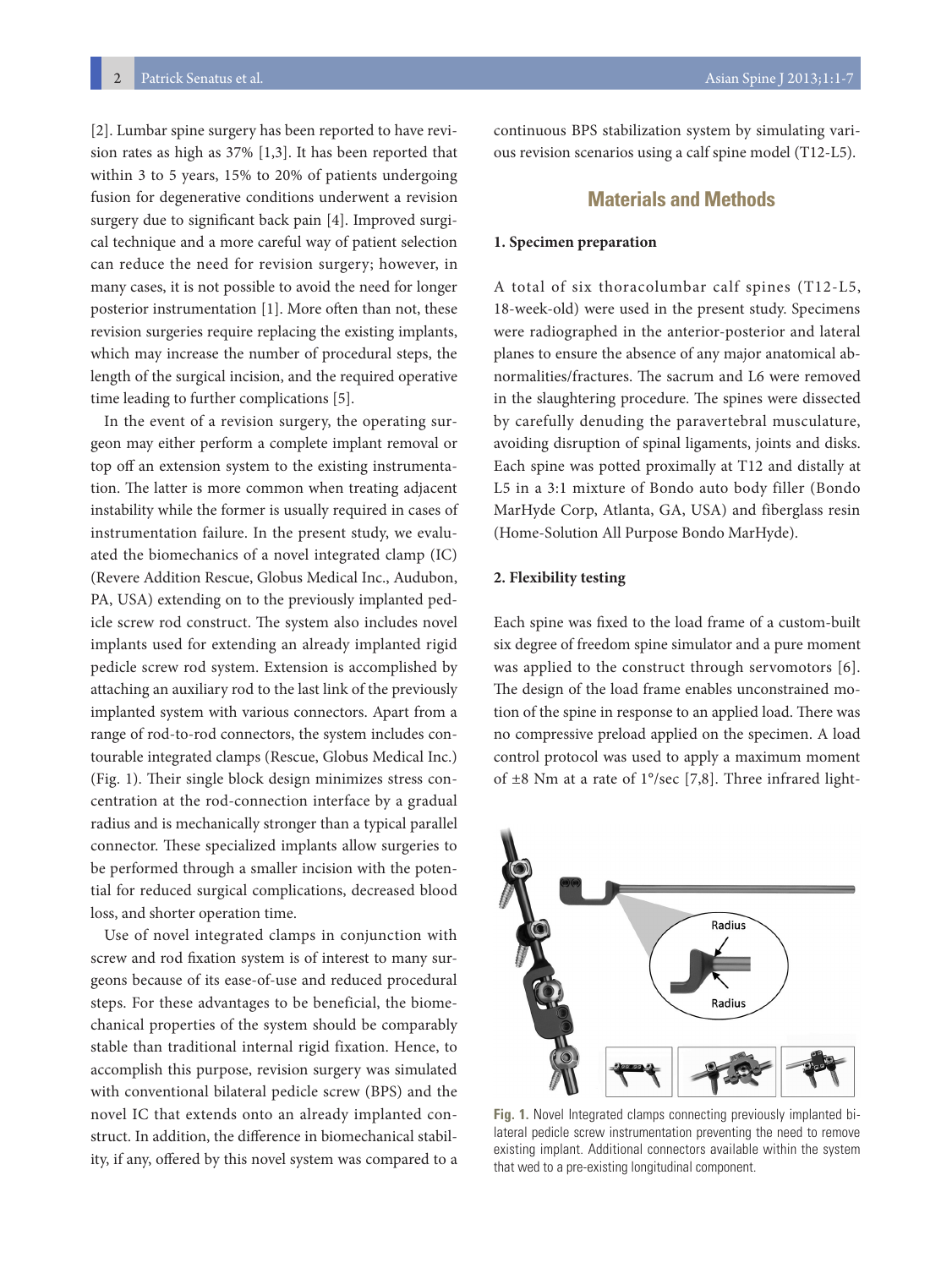[2]. Lumbar spine surgery has been reported to have revision rates as high as 37% [1,3]. It has been reported that within 3 to 5 years, 15% to 20% of patients undergoing fusion for degenerative conditions underwent a revision surgery due to significant back pain [4]. Improved surgical technique and a more careful way of patient selection can reduce the need for revision surgery; however, in many cases, it is not possible to avoid the need for longer posterior instrumentation [1]. More often than not, these revision surgeries require replacing the existing implants, which may increase the number of procedural steps, the length of the surgical incision, and the required operative time leading to further complications [5].

In the event of a revision surgery, the operating surgeon may either perform a complete implant removal or top off an extension system to the existing instrumentation. The latter is more common when treating adjacent instability while the former is usually required in cases of instrumentation failure. In the present study, we evaluated the biomechanics of a novel integrated clamp (IC) (Revere Addition Rescue, Globus Medical Inc., Audubon, PA, USA) extending on to the previously implanted pedicle screw rod construct. The system also includes novel implants used for extending an already implanted rigid pedicle screw rod system. Extension is accomplished by attaching an auxiliary rod to the last link of the previously implanted system with various connectors. Apart from a range of rod-to-rod connectors, the system includes contourable integrated clamps (Rescue, Globus Medical Inc.) (Fig. 1). Their single block design minimizes stress concentration at the rod-connection interface by a gradual radius and is mechanically stronger than a typical parallel connector. These specialized implants allow surgeries to be performed through a smaller incision with the potential for reduced surgical complications, decreased blood loss, and shorter operation time.

Use of novel integrated clamps in conjunction with screw and rod fixation system is of interest to many surgeons because of its ease-of-use and reduced procedural steps. For these advantages to be beneficial, the biomechanical properties of the system should be comparably stable than traditional internal rigid fixation. Hence, to accomplish this purpose, revision surgery was simulated with conventional bilateral pedicle screw (BPS) and the novel IC that extends onto an already implanted construct. In addition, the difference in biomechanical stability, if any, offered by this novel system was compared to a continuous BPS stabilization system by simulating various revision scenarios using a calf spine model (T12-L5).

## Materials and Methods

### 1. Specimen preparation

A total of six thoracolumbar calf spines (T12-L5, 18-week-old) were used in the present study. Specimens were radiographed in the anterior-posterior and lateral planes to ensure the absence of any major anatomical abnormalities/fractures. The sacrum and L6 were removed in the slaughtering procedure. The spines were dissected by carefully denuding the paravertebral musculature, avoiding disruption of spinal ligaments, joints and disks. Each spine was potted proximally at T12 and distally at L5 in a 3:1 mixture of Bondo auto body filler (Bondo MarHyde Corp, Atlanta, GA, USA) and fiberglass resin (Home-Solution All Purpose Bondo MarHyde).

### 2. Flexibility testing

Each spine was fixed to the load frame of a custom-built six degree of freedom spine simulator and a pure moment was applied to the construct through servomotors [6]. The design of the load frame enables unconstrained motion of the spine in response to an applied load. There was no compressive preload applied on the specimen. A load control protocol was used to apply a maximum moment of ±8 Nm at a rate of 1°/sec [7,8]. Three infrared light-

**Fig. 1.** Novel Integrated clamps connecting previously implanted bilateral pedicle screw instrumentation preventing the need to remove existing implant. Additional connectors available within the system that wed to a pre-existing longitudinal component.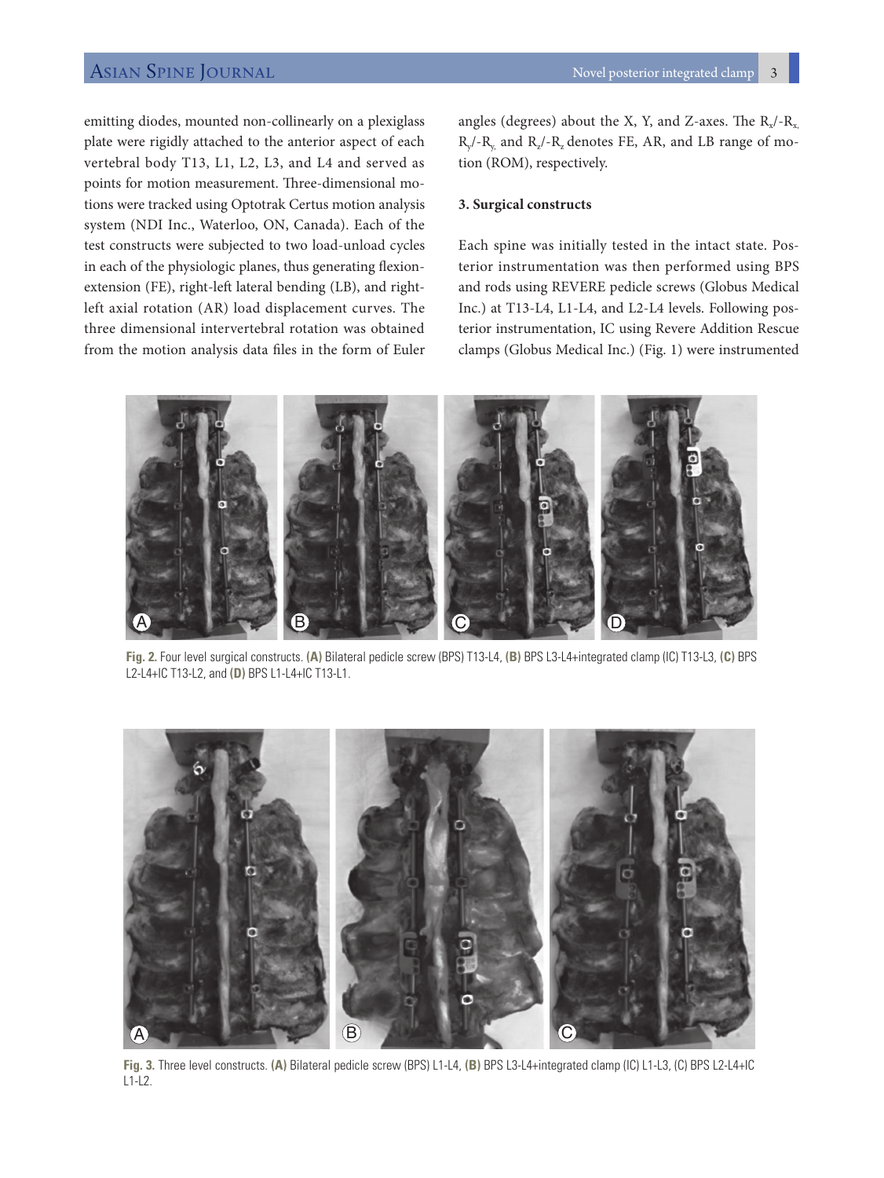emitting diodes, mounted non-collinearly on a plexiglass plate were rigidly attached to the anterior aspect of each vertebral body T13, L1, L2, L3, and L4 and served as points for motion measurement. Three-dimensional motions were tracked using Optotrak Certus motion analysis system (NDI Inc., Waterloo, ON, Canada). Each of the test constructs were subjected to two load-unload cycles in each of the physiologic planes, thus generating flexion-extension (FE), right-left lateral bending (LB), and right-left axial rotation (AR) load displacement curves. The three dimensional intervertebral rotation was obtained from the motion analysis data files in the form of Euler angles (degrees) about the X, Y, and Z-axes. The $R_x$/-$R_x$, $R_y$/-$R_y$ and $R_z$/-$R_z$ denotes FE, AR, and LB range of motion (ROM), respectively.

### 3. Surgical constructs

Each spine was initially tested in the intact state. Posterior instrumentation was then performed using BPS and rods using REVERE pedicle screws (Globus Medical Inc.) at T13-L4, L1-L4, and L2-L4 levels. Following posterior instrumentation, IC using Revere Addition Rescue clamps (Globus Medical Inc.) (Fig. 1) were instrumented

**Fig. 2.** Four level surgical constructs. **(A)** Bilateral pedicle screw (BPS) T13-L4, **(B)** BPS L3-L4+integrated clamp (IC) T13-L3, **(C)** BPS L2-L4+IC T13-L2, and **(D)** BPS L1-L4+IC T13-L1.

**Fig. 3.** Three level constructs. **(A)** Bilateral pedicle screw (BPS) L1-L4, **(B)** BPS L3-L4+integrated clamp (IC) L1-L3, (C) BPS L2-L4+IC L1-L2.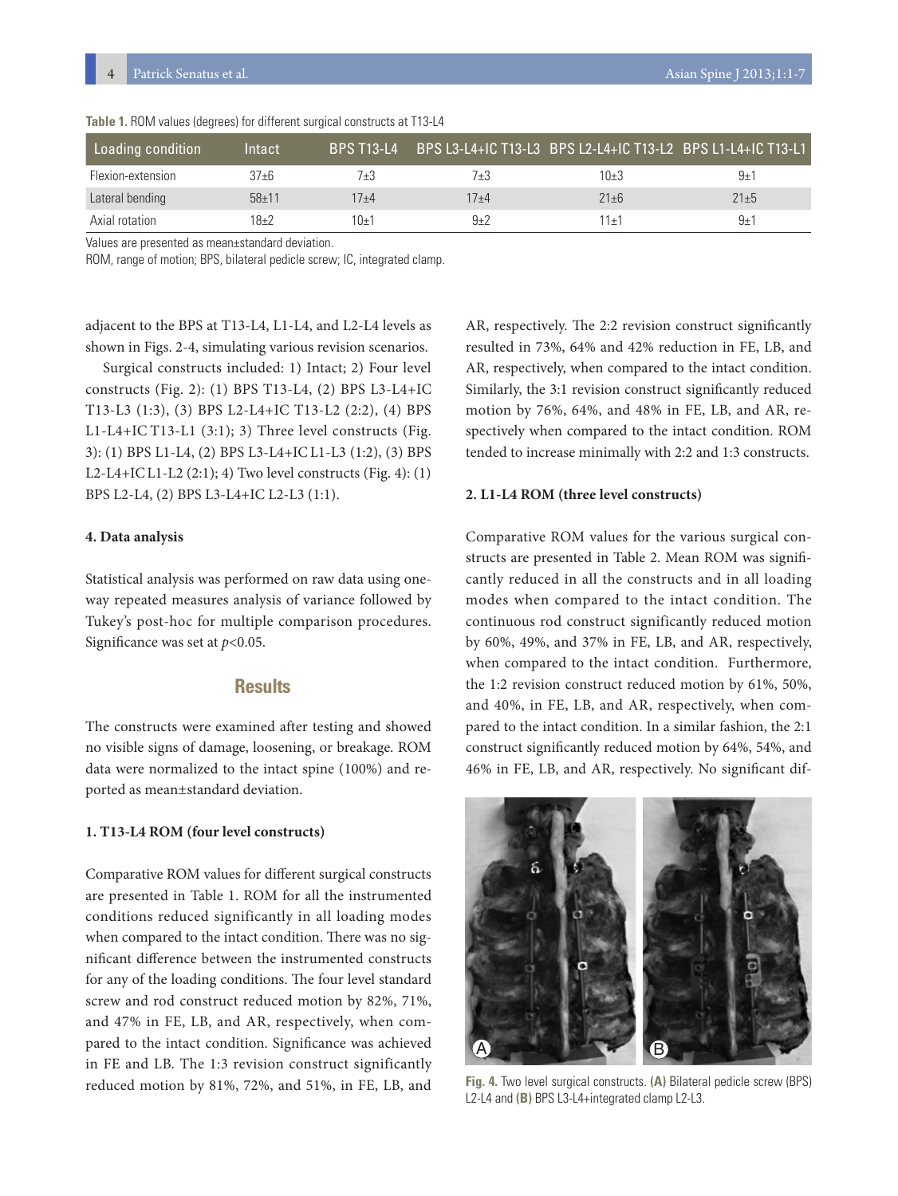**Table 1.** ROM values (degrees) for different surgical constructs at T13-L4

| Loading condition | Intact | BPS T13-L4 | BPS L3-L4+IC T13-L3 | BPS L2-L4+IC T13-L2 | BPS L1-L4+IC T13-L1 |
|---|---|---|---|---|---|
| Flexion-extension | 37±6 | 7±3 | 7±3 | 10±3 | 9±1 |
| Lateral bending | 58±11 | 17±4 | 17±4 | 21±6 | 21±5 |
| Axial rotation | 18±2 | 10±1 | 9±2 | 11±1 | 9±1 |

Values are presented as mean±standard deviation.
ROM, range of motion; BPS, bilateral pedicle screw; IC, integrated clamp.

adjacent to the BPS at T13-L4, L1-L4, and L2-L4 levels as shown in Figs. 2-4, simulating various revision scenarios.

Surgical constructs included: 1) Intact; 2) Four level constructs (Fig. 2): (1) BPS T13-L4, (2) BPS L3-L4+IC T13-L3 (1:3), (3) BPS L2-L4+IC T13-L2 (2:2), (4) BPS L1-L4+IC T13-L1 (3:1); 3) Three level constructs (Fig. 3): (1) BPS L1-L4, (2) BPS L3-L4+IC L1-L3 (1:2), (3) BPS L2-L4+IC L1-L2 (2:1); 4) Two level constructs (Fig. 4): (1) BPS L2-L4, (2) BPS L3-L4+IC L2-L3 (1:1).

#### 4. Data analysis

Statistical analysis was performed on raw data using one-way repeated measures analysis of variance followed by Tukey's post-hoc for multiple comparison procedures. Significance was set at $p<0.05$.

## Results

The constructs were examined after testing and showed no visible signs of damage, loosening, or breakage. ROM data were normalized to the intact spine (100%) and reported as mean±standard deviation.

#### 1. T13-L4 ROM (four level constructs)

Comparative ROM values for different surgical constructs are presented in Table 1. ROM for all the instrumented conditions reduced significantly in all loading modes when compared to the intact condition. There was no significant difference between the instrumented constructs for any of the loading conditions. The four level standard screw and rod construct reduced motion by 82%, 71%, and 47% in FE, LB, and AR, respectively, when compared to the intact condition. Significance was achieved in FE and LB. The 1:3 revision construct significantly reduced motion by 81%, 72%, and 51%, in FE, LB, and AR, respectively. The 2:2 revision construct significantly resulted in 73%, 64% and 42% reduction in FE, LB, and AR, respectively, when compared to the intact condition. Similarly, the 3:1 revision construct significantly reduced motion by 76%, 64%, and 48% in FE, LB, and AR, respectively when compared to the intact condition. ROM tended to increase minimally with 2:2 and 1:3 constructs.

#### 2. L1-L4 ROM (three level constructs)

Comparative ROM values for the various surgical constructs are presented in Table 2. Mean ROM was significantly reduced in all the constructs and in all loading modes when compared to the intact condition. The continuous rod construct significantly reduced motion by 60%, 49%, and 37% in FE, LB, and AR, respectively, when compared to the intact condition. Furthermore, the 1:2 revision construct reduced motion by 61%, 50%, and 40%, in FE, LB, and AR, respectively, when compared to the intact condition. In a similar fashion, the 2:1 construct significantly reduced motion by 64%, 54%, and 46% in FE, LB, and AR, respectively. No significant dif-

**Fig. 4.** Two level surgical constructs. **(A)** Bilateral pedicle screw (BPS) L2-L4 and **(B)** BPS L3-L4+integrated clamp L2-L3.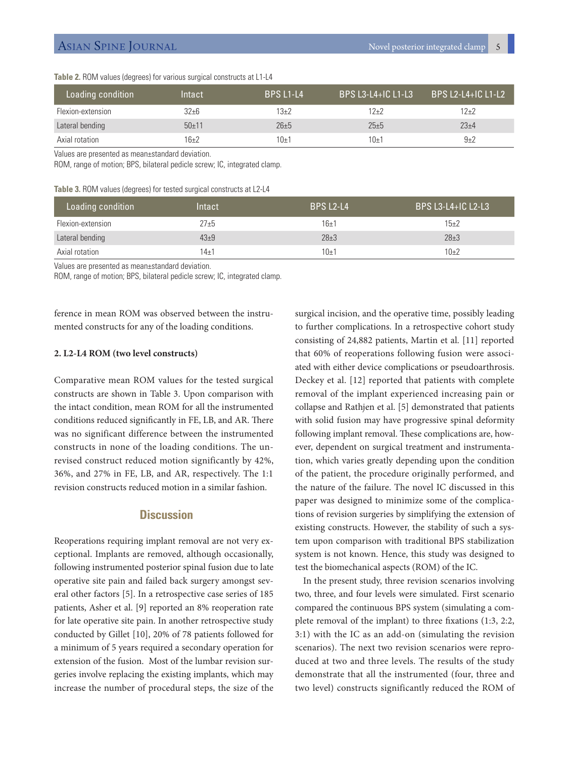**Table 2.** ROM values (degrees) for various surgical constructs at L1-L4

| Loading condition | Intact | BPS L1-L4 | BPS L3-L4+IC L1-L3 | BPS L2-L4+IC L1-L2 |
|---|---|---|---|---|
| Flexion-extension | 32±6 | 13±2 | 12±2 | 12±2 |
| Lateral bending | 50±11 | 26±5 | 25±5 | 23±4 |
| Axial rotation | 16±2 | 10±1 | 10±1 | 9±2 |

Values are presented as mean±standard deviation.

ROM, range of motion; BPS, bilateral pedicle screw; IC, integrated clamp.

**Table 3.** ROM values (degrees) for tested surgical constructs at L2-L4

| Loading condition | Intact | BPS L2-L4 | BPS L3-L4+IC L2-L3 |
|---|---|---|---|
| Flexion-extension | 27±5 | 16±1 | 15±2 |
| Lateral bending | 43±9 | 28±3 | 28±3 |
| Axial rotation | 14±1 | 10±1 | 10±2 |

Values are presented as mean±standard deviation.

ROM, range of motion; BPS, bilateral pedicle screw; IC, integrated clamp.

ference in mean ROM was observed between the instrumented constructs for any of the loading conditions.

**2. L2-L4 ROM (two level constructs)**

Comparative mean ROM values for the tested surgical constructs are shown in Table 3. Upon comparison with the intact condition, mean ROM for all the instrumented conditions reduced significantly in FE, LB, and AR. There was no significant difference between the instrumented constructs in none of the loading conditions. The unrevised construct reduced motion significantly by 42%, 36%, and 27% in FE, LB, and AR, respectively. The 1:1 revision constructs reduced motion in a similar fashion.

## Discussion

Reoperations requiring implant removal are not very exceptional. Implants are removed, although occasionally, following instrumented posterior spinal fusion due to late operative site pain and failed back surgery amongst several other factors [5]. In a retrospective case series of 185 patients, Asher et al. [9] reported an 8% reoperation rate for late operative site pain. In another retrospective study conducted by Gillet [10], 20% of 78 patients followed for a minimum of 5 years required a secondary operation for extension of the fusion. Most of the lumbar revision surgeries involve replacing the existing implants, which may increase the number of procedural steps, the size of the surgical incision, and the operative time, possibly leading to further complications. In a retrospective cohort study consisting of 24,882 patients, Martin et al. [11] reported that 60% of reoperations following fusion were associated with either device complications or pseudoarthrosis. Deckey et al. [12] reported that patients with complete removal of the implant experienced increasing pain or collapse and Rathjen et al. [5] demonstrated that patients with solid fusion may have progressive spinal deformity following implant removal. These complications are, however, dependent on surgical treatment and instrumentation, which varies greatly depending upon the condition of the patient, the procedure originally performed, and the nature of the failure. The novel IC discussed in this paper was designed to minimize some of the complications of revision surgeries by simplifying the extension of existing constructs. However, the stability of such a system upon comparison with traditional BPS stabilization system is not known. Hence, this study was designed to test the biomechanical aspects (ROM) of the IC.

In the present study, three revision scenarios involving two, three, and four levels were simulated. First scenario compared the continuous BPS system (simulating a complete removal of the implant) to three fixations (1:3, 2:2, 3:1) with the IC as an add-on (simulating the revision scenarios). The next two revision scenarios were reproduced at two and three levels. The results of the study demonstrate that all the instrumented (four, three and two level) constructs significantly reduced the ROM of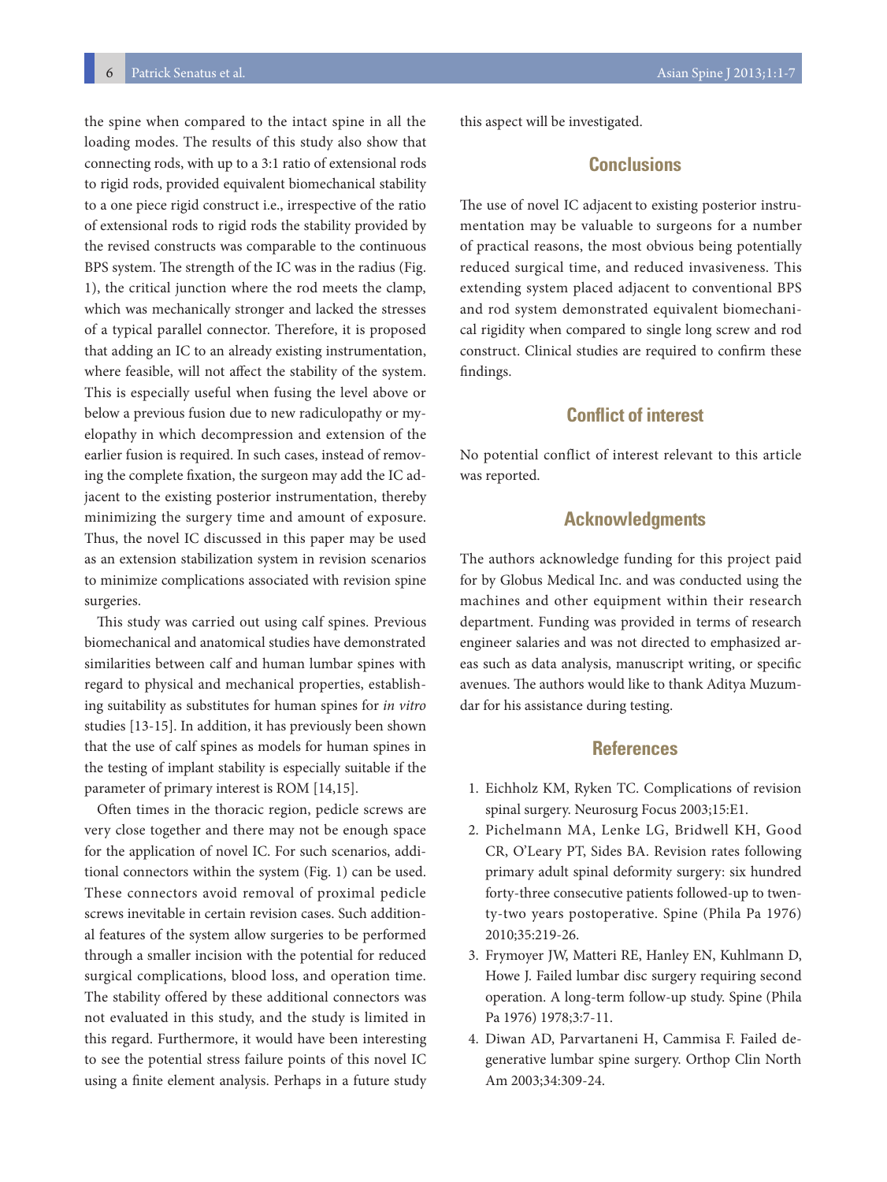the spine when compared to the intact spine in all the loading modes. The results of this study also show that connecting rods, with up to a 3:1 ratio of extensional rods to rigid rods, provided equivalent biomechanical stability to a one piece rigid construct i.e., irrespective of the ratio of extensional rods to rigid rods the stability provided by the revised constructs was comparable to the continuous BPS system. The strength of the IC was in the radius (Fig. 1), the critical junction where the rod meets the clamp, which was mechanically stronger and lacked the stresses of a typical parallel connector. Therefore, it is proposed that adding an IC to an already existing instrumentation, where feasible, will not affect the stability of the system. This is especially useful when fusing the level above or below a previous fusion due to new radiculopathy or myelopathy in which decompression and extension of the earlier fusion is required. In such cases, instead of removing the complete fixation, the surgeon may add the IC adjacent to the existing posterior instrumentation, thereby minimizing the surgery time and amount of exposure. Thus, the novel IC discussed in this paper may be used as an extension stabilization system in revision scenarios to minimize complications associated with revision spine surgeries.

This study was carried out using calf spines. Previous biomechanical and anatomical studies have demonstrated similarities between calf and human lumbar spines with regard to physical and mechanical properties, establishing suitability as substitutes for human spines for *in vitro* studies [13-15]. In addition, it has previously been shown that the use of calf spines as models for human spines in the testing of implant stability is especially suitable if the parameter of primary interest is ROM [14,15].

Often times in the thoracic region, pedicle screws are very close together and there may not be enough space for the application of novel IC. For such scenarios, additional connectors within the system (Fig. 1) can be used. These connectors avoid removal of proximal pedicle screws inevitable in certain revision cases. Such additional features of the system allow surgeries to be performed through a smaller incision with the potential for reduced surgical complications, blood loss, and operation time. The stability offered by these additional connectors was not evaluated in this study, and the study is limited in this regard. Furthermore, it would have been interesting to see the potential stress failure points of this novel IC using a finite element analysis. Perhaps in a future study this aspect will be investigated.

## Conclusions

The use of novel IC adjacent to existing posterior instrumentation may be valuable to surgeons for a number of practical reasons, the most obvious being potentially reduced surgical time, and reduced invasiveness. This extending system placed adjacent to conventional BPS and rod system demonstrated equivalent biomechanical rigidity when compared to single long screw and rod construct. Clinical studies are required to confirm these findings.

## Conflict of interest

No potential conflict of interest relevant to this article was reported.

## Acknowledgments

The authors acknowledge funding for this project paid for by Globus Medical Inc. and was conducted using the machines and other equipment within their research department. Funding was provided in terms of research engineer salaries and was not directed to emphasized areas such as data analysis, manuscript writing, or specific avenues. The authors would like to thank Aditya Muzumdar for his assistance during testing.

## References

1. Eichholz KM, Ryken TC. Complications of revision spinal surgery. Neurosurg Focus 2003;15:E1.
2. Pichelmann MA, Lenke LG, Bridwell KH, Good CR, O'Leary PT, Sides BA. Revision rates following primary adult spinal deformity surgery: six hundred forty-three consecutive patients followed-up to twenty-two years postoperative. Spine (Phila Pa 1976) 2010;35:219-26.
3. Frymoyer JW, Matteri RE, Hanley EN, Kuhlmann D, Howe J. Failed lumbar disc surgery requiring second operation. A long-term follow-up study. Spine (Phila Pa 1976) 1978;3:7-11.
4. Diwan AD, Parvartaneni H, Cammisa F. Failed degenerative lumbar spine surgery. Orthop Clin North Am 2003;34:309-24.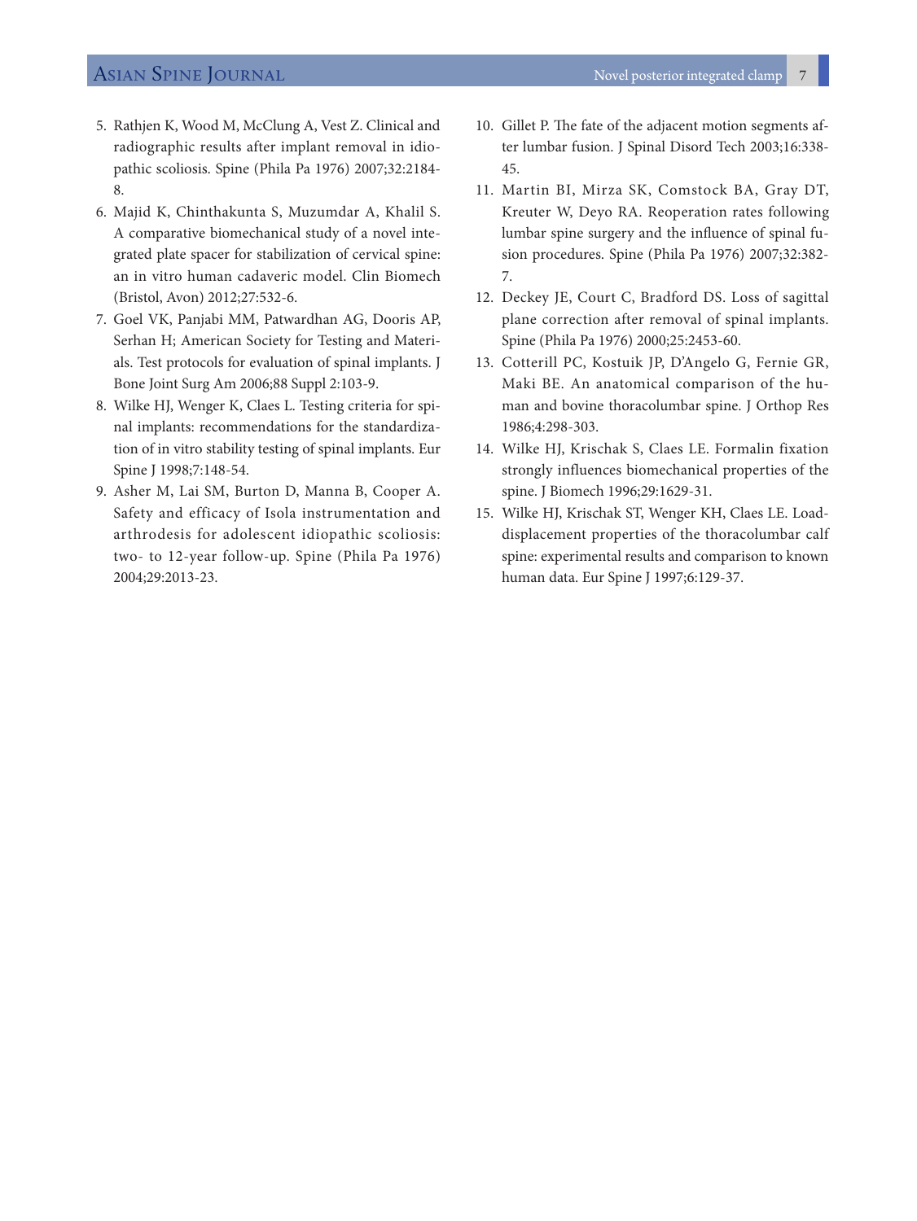5. Rathjen K, Wood M, McClung A, Vest Z. Clinical and radiographic results after implant removal in idiopathic scoliosis. Spine (Phila Pa 1976) 2007;32:2184-8.
6. Majid K, Chinthakunta S, Muzumdar A, Khalil S. A comparative biomechanical study of a novel integrated plate spacer for stabilization of cervical spine: an in vitro human cadaveric model. Clin Biomech (Bristol, Avon) 2012;27:532-6.
7. Goel VK, Panjabi MM, Patwardhan AG, Dooris AP, Serhan H; American Society for Testing and Materials. Test protocols for evaluation of spinal implants. J Bone Joint Surg Am 2006;88 Suppl 2:103-9.
8. Wilke HJ, Wenger K, Claes L. Testing criteria for spinal implants: recommendations for the standardization of in vitro stability testing of spinal implants. Eur Spine J 1998;7:148-54.
9. Asher M, Lai SM, Burton D, Manna B, Cooper A. Safety and efficacy of Isola instrumentation and arthrodesis for adolescent idiopathic scoliosis: two- to 12-year follow-up. Spine (Phila Pa 1976) 2004;29:2013-23.
10. Gillet P. The fate of the adjacent motion segments after lumbar fusion. J Spinal Disord Tech 2003;16:338-45.
11. Martin BI, Mirza SK, Comstock BA, Gray DT, Kreuter W, Deyo RA. Reoperation rates following lumbar spine surgery and the influence of spinal fusion procedures. Spine (Phila Pa 1976) 2007;32:382-7.
12. Deckey JE, Court C, Bradford DS. Loss of sagittal plane correction after removal of spinal implants. Spine (Phila Pa 1976) 2000;25:2453-60.
13. Cotterill PC, Kostuik JP, D'Angelo G, Fernie GR, Maki BE. An anatomical comparison of the human and bovine thoracolumbar spine. J Orthop Res 1986;4:298-303.
14. Wilke HJ, Krischak S, Claes LE. Formalin fixation strongly influences biomechanical properties of the spine. J Biomech 1996;29:1629-31.
15. Wilke HJ, Krischak ST, Wenger KH, Claes LE. Load-displacement properties of the thoracolumbar calf spine: experimental results and comparison to known human data. Eur Spine J 1997;6:129-37.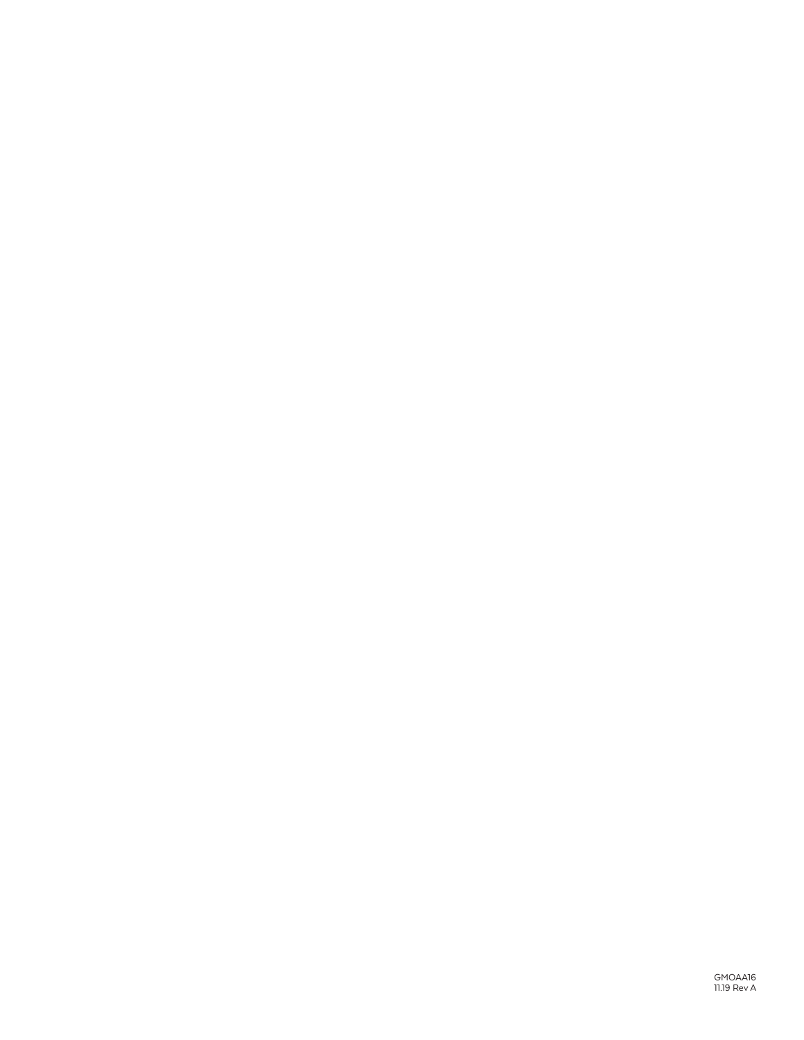GMOAA16
11.19 Rev A